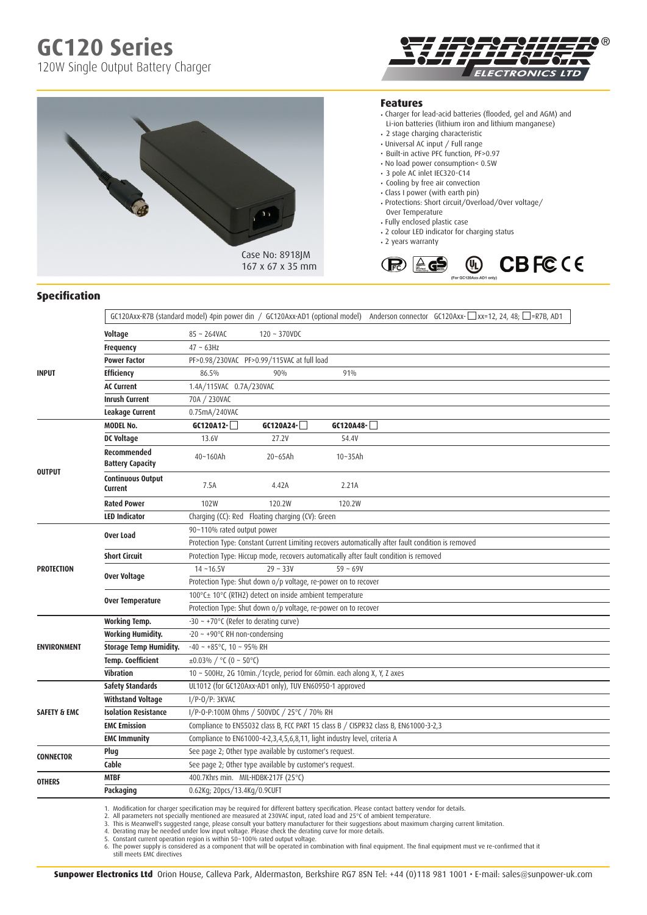# GC120 Series

120W Single Output Battery Charger

Case No: 8918JM
167 x 67 x 35 mm

## Features

- Charger for lead-acid batteries (flooded, gel and AGM) and Li-ion batteries (lithium iron and lithium manganese)
- 2 stage charging characteristic
- Universal AC input / Full range
- Built-in active PFC function, PF>0.97
- No load power consumption< 0.5W
- 3 pole AC inlet IEC320-C14
- Cooling by free air convection
- Class I power (with earth pin)
- Protections: Short circuit/Overload/Over voltage/ Over Temperature
- Fully enclosed plastic case
- 2 colour LED indicator for charging status
- 2 years warranty

(For GC120Axx-AD1 only)

## Specification

GC120Axx-R7B (standard model) 4pin power din / GC120Axx-AD1 (optional model) Anderson connector GC120Axx-☐ xx=12, 24, 48; ☐=R7B, AD1

| | | | | |
|---|---|---|---|---|
| INPUT | Voltage | 85 ~ 264VAC | 120 ~ 370VDC | |
| | Frequency | 47 ~ 63Hz | | |
| | Power Factor | PF>0.98/230VAC PF>0.99/115VAC at full load | | |
| | Efficiency | 86.5% | 90% | 91% |
| | AC Current | 1.4A/115VAC 0.7A/230VAC | | |
| | Inrush Current | 70A / 230VAC | | |
| | Leakage Current | 0.75mA/240VAC | | |
| OUTPUT | MODEL No. | GC120A12-☐ | GC120A24-☐ | GC120A48-☐ |
| | DC Voltage | 13.6V | 27.2V | 54.4V |
| | Recommended Battery Capacity | 40~160Ah | 20~65Ah | 10~35Ah |
| | Continuous Output Current | 7.5A | 4.42A | 2.21A |
| | Rated Power | 102W | 120.2W | 120.2W |
| | LED Indicator | Charging (CC): Red Floating charging (CV): Green | | |
| PROTECTION | Over Load | 90~110% rated output power | | |
| | | Protection Type: Constant Current Limiting recovers automatically after fault condition is removed | | |
| | Short Circuit | Protection Type: Hiccup mode, recovers automatically after fault condition is removed | | |
| | Over Voltage | 14 ~16.5V | 29 ~ 33V | 59 ~ 69V |
| | | Protection Type: Shut down o/p voltage, re-power on to recover | | |
| | Over Temperature | 100°C± 10°C (RTH2) detect on inside ambient temperature | | |
| | | Protection Type: Shut down o/p voltage, re-power on to recover | | |
| ENVIRONMENT | Working Temp. | -30 ~ +70°C (Refer to derating curve) | | |
| | Working Humidity. | -20 ~ +90°C RH non-condensing | | |
| | Storage Temp Humidity. | -40 ~ +85°C, 10 ~ 95% RH | | |
| | Temp. Coefficient | ±0.03% / °C (0 ~ 50°C) | | |
| | Vibration | 10 ~ 500Hz, 2G 10min./1cycle, period for 60min. each along X, Y, Z axes | | |
| SAFETY & EMC | Safety Standards | UL1012 (for GC120Axx-AD1 only), TUV EN60950-1 approved | | |
| | Withstand Voltage | I/P-O/P: 3KVAC | | |
| | Isolation Resistance | I/P-O-P:100M Ohms / 500VDC / 25°C / 70% RH | | |
| | EMC Emission | Compliance to EN55032 class B, FCC PART 15 class B / CISPR32 class B, EN61000-3-2,3 | | |
| | EMC Immunity | Compliance to EN61000-4-2,3,4,5,6,8,11, light industry level, criteria A | | |
| CONNECTOR | Plug | See page 2; Other type available by customer's request. | | |
| | Cable | See page 2; Other type available by customer's request. | | |
| OTHERS | MTBF | 400.7Khrs min. MIL-HDBK-217F (25°C) | | |
| | Packaging | 0.62Kg; 20pcs/13.4Kg/0.9CUFT | | |

1. Modification for charger specification may be required for different battery specification. Please contact battery vendor for details.
2. All parameters not specially mentioned are measured at 230VAC input, rated load and 25°C of ambient temperature.
3. This is Meanwell's suggested range, please consult your battery manufacturer for their suggestions about maximum charging current limitation.
4. Derating may be needed under low input voltage. Please check the derating curve for more details.
5. Constant current operation region is within 50~100% rated output voltage.
6. The power supply is considered as a component that will be operated in combination with final equipment. The final equipment must ve re-confirmed that it still meets EMC directives

**Sunpower Electronics Ltd** Orion House, Calleva Park, Aldermaston, Berkshire RG7 8SN Tel: +44 (0)118 981 1001 • E-mail: sales@sunpower-uk.com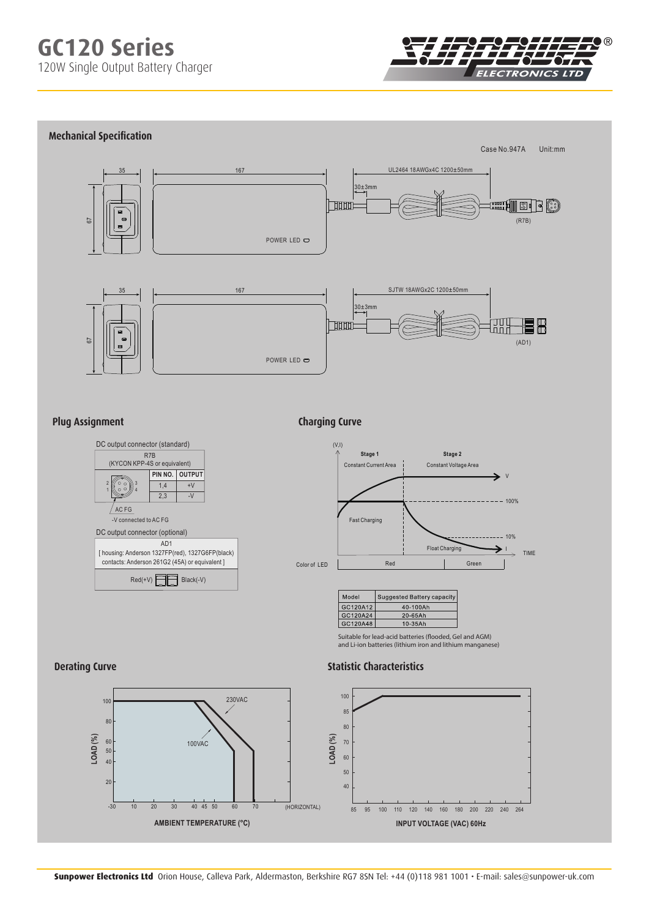# GC120 Series

120W Single Output Battery Charger

## Mechanical Specification

Case No.947A Unit:mm

35
167
UL2464 18AWGx4C 1200±50mm
30±3mm
67
POWER LED
(R7B)

35
167
SJTW 18AWGx2C 1200±50mm
30±3mm
67
POWER LED
(AD1)

## Plug Assignment

DC output connector (standard)

R7B
(KYCON KPP-4S or equivalent)

| PIN NO. | OUTPUT |
|---|---|
| 1,4 | +V |
| 2,3 | -V |

AC FG
-V connected to AC FG

DC output connector (optional)

AD1
[ housing: Anderson 1327FP(red), 1327G6FP(black)
contacts: Anderson 261G2 (45A) or equivalent ]

Red(+V) Black(-V)

## Charging Curve

(V,I)
Stage 1
Constant Current Area
Stage 2
Constant Voltage Area
V
100%
Fast Charging
10%
Float Charging
I
TIME
Color of LED
Red
Green

| Model | Suggested Battery capacity |
|---|---|
| GC120A12 | 40-100Ah |
| GC120A24 | 20-65Ah |
| GC120A48 | 10-35Ah |

Suitable for lead-acid batteries (flooded, Gel and AGM)
and Li-ion batteries (lithium iron and lithium manganese)

## Derating Curve

LOAD (%)
100
80
60
50
40
20
230VAC
100VAC
-30 10 20 30 40 45 50 60 70 (HORIZONTAL)
AMBIENT TEMPERATURE (°C)

## Statistic Characteristics

LOAD (%)
100
85
80
70
60
50
40
85 95 100 110 120 140 160 180 200 220 240 264
INPUT VOLTAGE (VAC) 60Hz

**Sunpower Electronics Ltd** Orion House, Calleva Park, Aldermaston, Berkshire RG7 8SN Tel: +44 (0)118 981 1001 • E-mail: sales@sunpower-uk.com